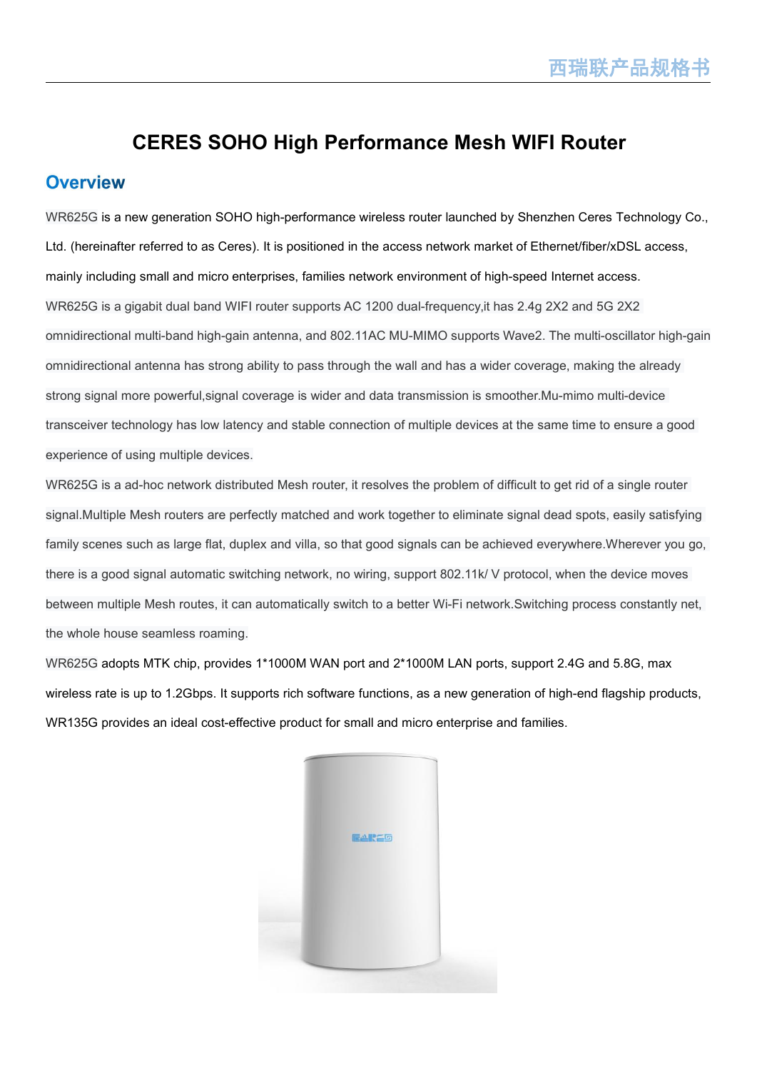# CERES SOHO High Performance Mesh WIFI Router

## Overview

WR625G is a new generation SOHO high-performance wireless router launched by Shenzhen Ceres Technology Co., Ltd. (hereinafter referred to as Ceres). It is positioned in the access network market of Ethernet/fiber/xDSL access, mainly including small and micro enterprises, families network environment of high-speed Internet access.

WR625G is a gigabit dual band WIFI router supports AC 1200 dual-frequency,it has 2.4g 2X2 and 5G 2X2 omnidirectional multi-band high-gain antenna, and 802.11AC MU-MIMO supports Wave2. The multi-oscillator high-gain omnidirectional antenna has strong ability to pass through the wall and has a wider coverage, making the already strong signal more powerful,signal coverage is wider and data transmission is smoother.Mu-mimo multi-device transceiver technology has low latency and stable connection of multiple devices at the same time to ensure a good experience of using multiple devices.

WR625G is a ad-hoc network distributed Mesh router, it resolves the problem of difficult to get rid of a single router signal.Multiple Mesh routers are perfectly matched and work together to eliminate signal dead spots, easily satisfying family scenes such as large flat, duplex and villa, so that good signals can be achieved everywhere.Wherever you go, there is a good signal automatic switching network, no wiring, support 802.11k/ V protocol, when the device moves between multiple Mesh routes, it can automatically switch to a better Wi-Fi network.Switching process constantly net, the whole house seamless roaming.

WR625G adopts MTK chip, provides 1*1000M WAN port and 2*1000M LAN ports, support 2.4G and 5.8G, max wireless rate is up to 1.2Gbps. It supports rich software functions, as a new generation of high-end flagship products, WR135G provides an ideal cost-effective product for small and micro enterprise and families.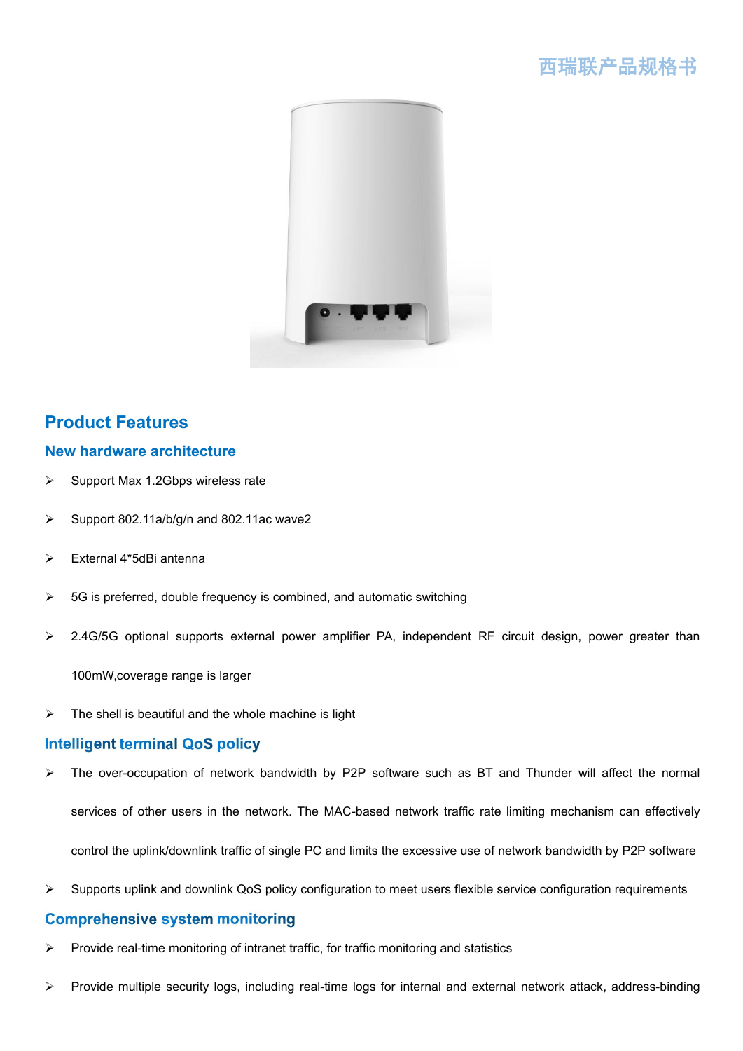## Product Features

### New hardware architecture

- Support Max 1.2Gbps wireless rate
- Support 802.11a/b/g/n and 802.11ac wave2
- External 4*5dBi antenna
- 5G is preferred, double frequency is combined, and automatic switching
- 2.4G/5G optional supports external power amplifier PA, independent RF circuit design, power greater than 100mW,coverage range is larger
- The shell is beautiful and the whole machine is light

### Intelligent terminal QoS policy

- The over-occupation of network bandwidth by P2P software such as BT and Thunder will affect the normal services of other users in the network. The MAC-based network traffic rate limiting mechanism can effectively control the uplink/downlink traffic of single PC and limits the excessive use of network bandwidth by P2P software
- Supports uplink and downlink QoS policy configuration to meet users flexible service configuration requirements

### Comprehensive system monitoring

- Provide real-time monitoring of intranet traffic, for traffic monitoring and statistics
- Provide multiple security logs, including real-time logs for internal and external network attack, address-binding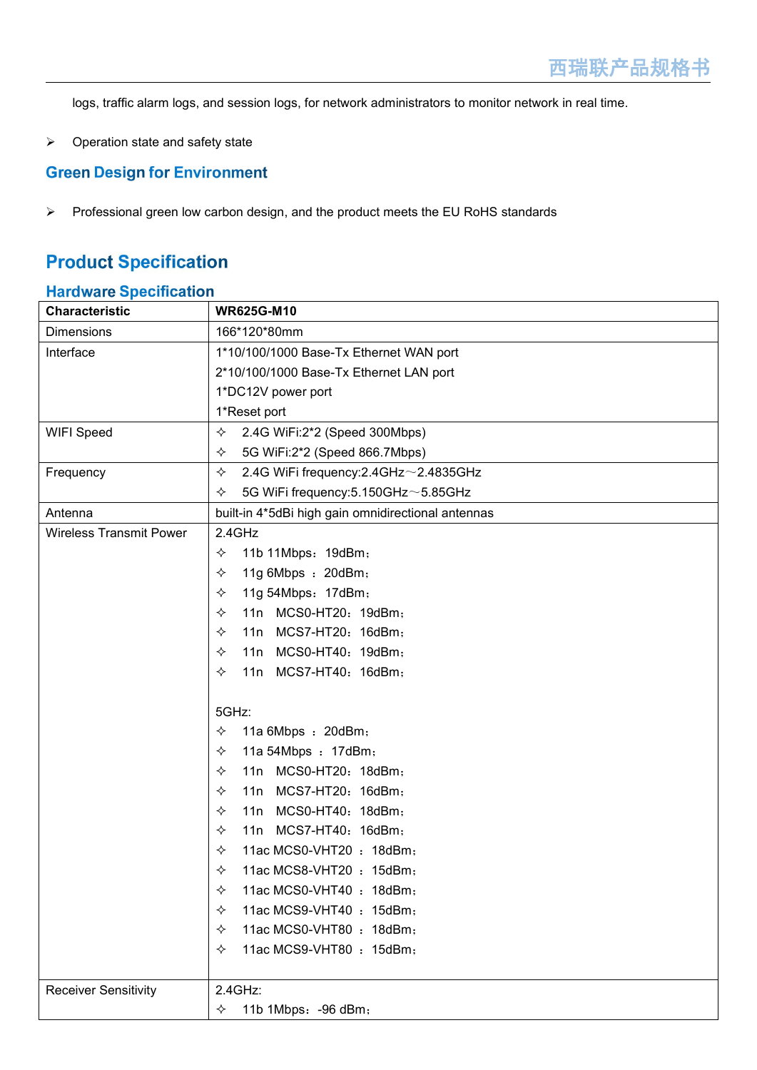logs, traffic alarm logs, and session logs, for network administrators to monitor network in real time.

➢ Operation state and safety state

## Green Design for Environment

➢ Professional green low carbon design, and the product meets the EU RoHS standards

# Product Specification

## Hardware Specification

| Characteristic | WR625G-M10 |
|---|---|
| Dimensions | 166*120*80mm |
| Interface | 1*10/100/1000 Base-Tx Ethernet WAN port<br>2*10/100/1000 Base-Tx Ethernet LAN port<br>1*DC12V power port<br>1*Reset port |
| WIFI Speed | ✧ 2.4G WiFi:2*2 (Speed 300Mbps)<br>✧ 5G WiFi:2*2 (Speed 866.7Mbps) |
| Frequency | ✧ 2.4G WiFi frequency:2.4GHz～2.4835GHz<br>✧ 5G WiFi frequency:5.150GHz～5.85GHz |
| Antenna | built-in 4*5dBi high gain omnidirectional antennas |
| Wireless Transmit Power | 2.4GHz<br>✧ 11b 11Mbps：19dBm；<br>✧ 11g 6Mbps ：20dBm；<br>✧ 11g 54Mbps：17dBm；<br>✧ 11n MCS0-HT20：19dBm；<br>✧ 11n MCS7-HT20：16dBm；<br>✧ 11n MCS0-HT40：19dBm；<br>✧ 11n MCS7-HT40：16dBm；<br><br>5GHz:<br>✧ 11a 6Mbps ：20dBm；<br>✧ 11a 54Mbps ：17dBm；<br>✧ 11n MCS0-HT20：18dBm；<br>✧ 11n MCS7-HT20：16dBm；<br>✧ 11n MCS0-HT40：18dBm；<br>✧ 11n MCS7-HT40：16dBm；<br>✧ 11ac MCS0-VHT20 ：18dBm；<br>✧ 11ac MCS8-VHT20 ：15dBm；<br>✧ 11ac MCS0-VHT40 ：18dBm；<br>✧ 11ac MCS9-VHT40 ：15dBm；<br>✧ 11ac MCS0-VHT80 ：18dBm；<br>✧ 11ac MCS9-VHT80 ：15dBm； |
| Receiver Sensitivity | 2.4GHz:<br>✧ 11b 1Mbps：-96 dBm； |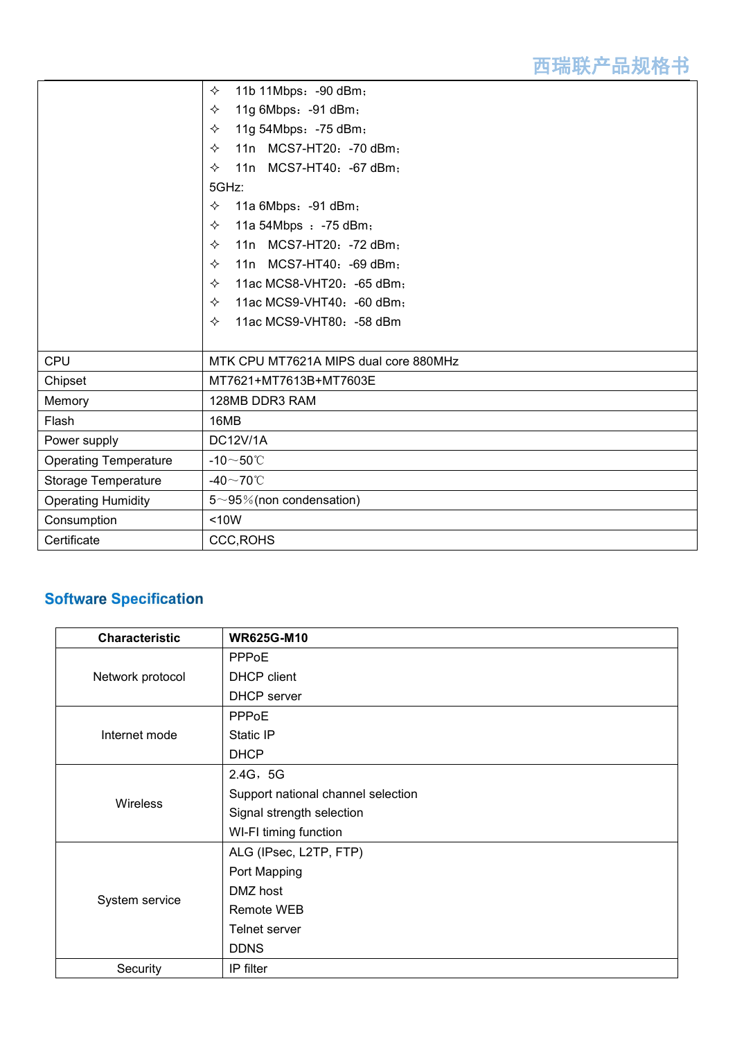| | |
|---|---|
| | ✧ 11b 11Mbps：-90 dBm；<br>✧ 11g 6Mbps：-91 dBm；<br>✧ 11g 54Mbps：-75 dBm；<br>✧ 11n MCS7-HT20：-70 dBm；<br>✧ 11n MCS7-HT40：-67 dBm；<br>5GHz:<br>✧ 11a 6Mbps：-91 dBm；<br>✧ 11a 54Mbps ：-75 dBm；<br>✧ 11n MCS7-HT20：-72 dBm；<br>✧ 11n MCS7-HT40：-69 dBm；<br>✧ 11ac MCS8-VHT20：-65 dBm；<br>✧ 11ac MCS9-VHT40：-60 dBm；<br>✧ 11ac MCS9-VHT80：-58 dBm |
| CPU | MTK CPU MT7621A MIPS dual core 880MHz |
| Chipset | MT7621+MT7613B+MT7603E |
| Memory | 128MB DDR3 RAM |
| Flash | 16MB |
| Power supply | DC12V/1A |
| Operating Temperature | -10～50℃ |
| Storage Temperature | -40～70℃ |
| Operating Humidity | 5～95％(non condensation) |
| Consumption | <10W |
| Certificate | CCC,ROHS |

## Software Specification

| Characteristic | WR625G-M10 |
|---|---|
| Network protocol | PPPoE<br>DHCP client<br>DHCP server |
| Internet mode | PPPoE<br>Static IP<br>DHCP |
| Wireless | 2.4G，5G<br>Support national channel selection<br>Signal strength selection<br>WI-FI timing function |
| System service | ALG (IPsec, L2TP, FTP)<br>Port Mapping<br>DMZ host<br>Remote WEB<br>Telnet server<br>DDNS |
| Security | IP filter |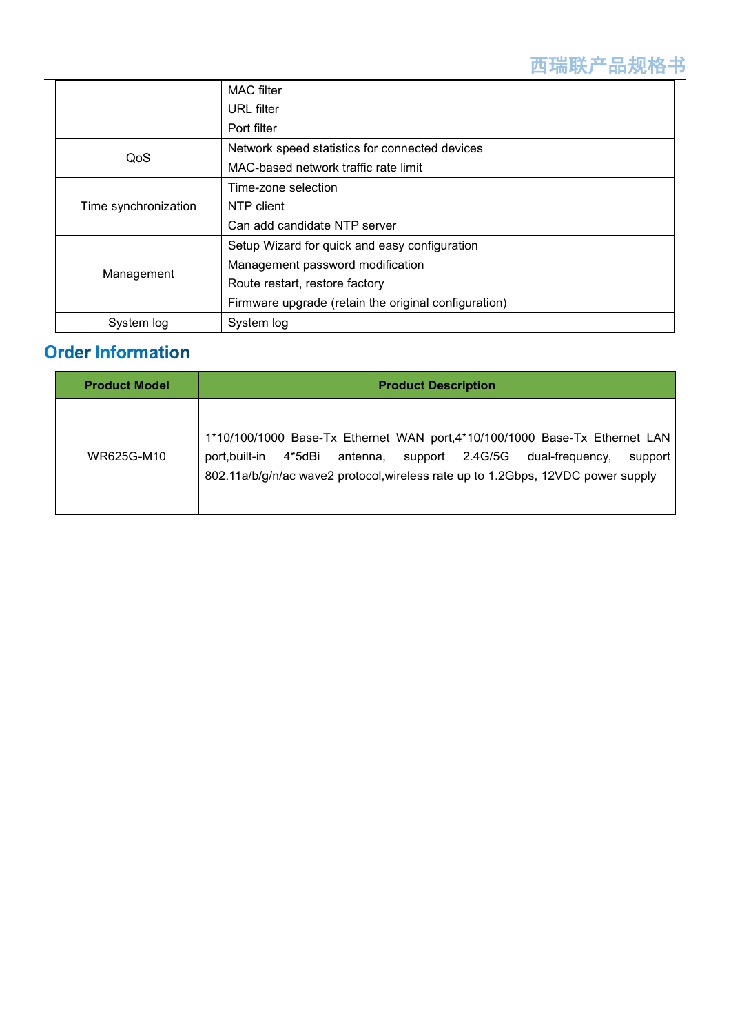| | |
|---|---|
| | MAC filter<br>URL filter<br>Port filter |
| QoS | Network speed statistics for connected devices<br>MAC-based network traffic rate limit |
| Time synchronization | Time-zone selection<br>NTP client<br>Can add candidate NTP server |
| Management | Setup Wizard for quick and easy configuration<br>Management password modification<br>Route restart, restore factory<br>Firmware upgrade (retain the original configuration) |
| System log | System log |

## Order Information

| Product Model | Product Description |
|---|---|
| WR625G-M10 | 1*10/100/1000 Base-Tx Ethernet WAN port,4*10/100/1000 Base-Tx Ethernet LAN port,built-in 4*5dBi antenna, support 2.4G/5G dual-frequency, support 802.11a/b/g/n/ac wave2 protocol,wireless rate up to 1.2Gbps, 12VDC power supply |